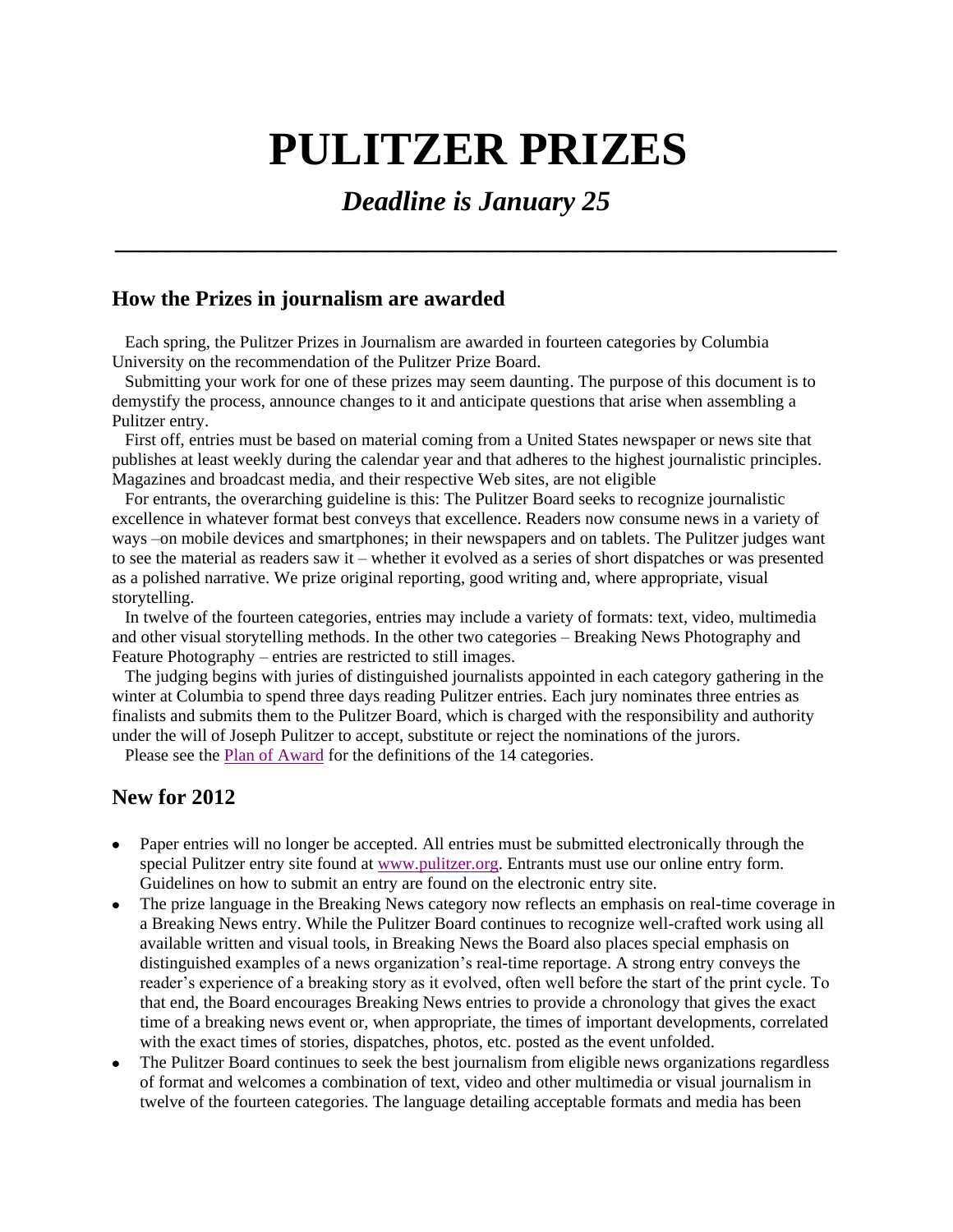# PULITZER PRIZES

## *Deadline is January 25*

---

## How the Prizes in journalism are awarded

Each spring, the Pulitzer Prizes in Journalism are awarded in fourteen categories by Columbia University on the recommendation of the Pulitzer Prize Board.

Submitting your work for one of these prizes may seem daunting. The purpose of this document is to demystify the process, announce changes to it and anticipate questions that arise when assembling a Pulitzer entry.

First off, entries must be based on material coming from a United States newspaper or news site that publishes at least weekly during the calendar year and that adheres to the highest journalistic principles. Magazines and broadcast media, and their respective Web sites, are not eligible

For entrants, the overarching guideline is this: The Pulitzer Board seeks to recognize journalistic excellence in whatever format best conveys that excellence. Readers now consume news in a variety of ways –on mobile devices and smartphones; in their newspapers and on tablets. The Pulitzer judges want to see the material as readers saw it – whether it evolved as a series of short dispatches or was presented as a polished narrative. We prize original reporting, good writing and, where appropriate, visual storytelling.

In twelve of the fourteen categories, entries may include a variety of formats: text, video, multimedia and other visual storytelling methods. In the other two categories – Breaking News Photography and Feature Photography – entries are restricted to still images.

The judging begins with juries of distinguished journalists appointed in each category gathering in the winter at Columbia to spend three days reading Pulitzer entries. Each jury nominates three entries as finalists and submits them to the Pulitzer Board, which is charged with the responsibility and authority under the will of Joseph Pulitzer to accept, substitute or reject the nominations of the jurors.

Please see the Plan of Award for the definitions of the 14 categories.

## New for 2012

- Paper entries will no longer be accepted. All entries must be submitted electronically through the special Pulitzer entry site found at www.pulitzer.org. Entrants must use our online entry form. Guidelines on how to submit an entry are found on the electronic entry site.
- The prize language in the Breaking News category now reflects an emphasis on real-time coverage in a Breaking News entry. While the Pulitzer Board continues to recognize well-crafted work using all available written and visual tools, in Breaking News the Board also places special emphasis on distinguished examples of a news organization's real-time reportage. A strong entry conveys the reader's experience of a breaking story as it evolved, often well before the start of the print cycle. To that end, the Board encourages Breaking News entries to provide a chronology that gives the exact time of a breaking news event or, when appropriate, the times of important developments, correlated with the exact times of stories, dispatches, photos, etc. posted as the event unfolded.
- The Pulitzer Board continues to seek the best journalism from eligible news organizations regardless of format and welcomes a combination of text, video and other multimedia or visual journalism in twelve of the fourteen categories. The language detailing acceptable formats and media has been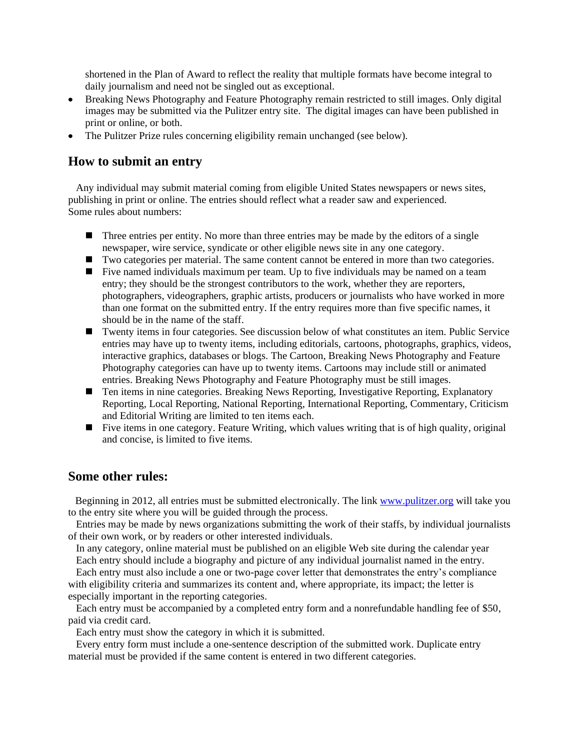shortened in the Plan of Award to reflect the reality that multiple formats have become integral to daily journalism and need not be singled out as exceptional.

- Breaking News Photography and Feature Photography remain restricted to still images. Only digital images may be submitted via the Pulitzer entry site. The digital images can have been published in print or online, or both.
- The Pulitzer Prize rules concerning eligibility remain unchanged (see below).

## How to submit an entry

Any individual may submit material coming from eligible United States newspapers or news sites, publishing in print or online. The entries should reflect what a reader saw and experienced.
Some rules about numbers:

- Three entries per entity. No more than three entries may be made by the editors of a single newspaper, wire service, syndicate or other eligible news site in any one category.
- Two categories per material. The same content cannot be entered in more than two categories.
- Five named individuals maximum per team. Up to five individuals may be named on a team entry; they should be the strongest contributors to the work, whether they are reporters, photographers, videographers, graphic artists, producers or journalists who have worked in more than one format on the submitted entry. If the entry requires more than five specific names, it should be in the name of the staff.
- Twenty items in four categories. See discussion below of what constitutes an item. Public Service entries may have up to twenty items, including editorials, cartoons, photographs, graphics, videos, interactive graphics, databases or blogs. The Cartoon, Breaking News Photography and Feature Photography categories can have up to twenty items. Cartoons may include still or animated entries. Breaking News Photography and Feature Photography must be still images.
- Ten items in nine categories. Breaking News Reporting, Investigative Reporting, Explanatory Reporting, Local Reporting, National Reporting, International Reporting, Commentary, Criticism and Editorial Writing are limited to ten items each.
- Five items in one category. Feature Writing, which values writing that is of high quality, original and concise, is limited to five items.

## Some other rules:

Beginning in 2012, all entries must be submitted electronically. The link [www.pulitzer.org](http://www.pulitzer.org) will take you to the entry site where you will be guided through the process.

Entries may be made by news organizations submitting the work of their staffs, by individual journalists of their own work, or by readers or other interested individuals.

In any category, online material must be published on an eligible Web site during the calendar year

Each entry should include a biography and picture of any individual journalist named in the entry.

Each entry must also include a one or two-page cover letter that demonstrates the entry's compliance with eligibility criteria and summarizes its content and, where appropriate, its impact; the letter is especially important in the reporting categories.

Each entry must be accompanied by a completed entry form and a nonrefundable handling fee of $50, paid via credit card.

Each entry must show the category in which it is submitted.

Every entry form must include a one-sentence description of the submitted work. Duplicate entry material must be provided if the same content is entered in two different categories.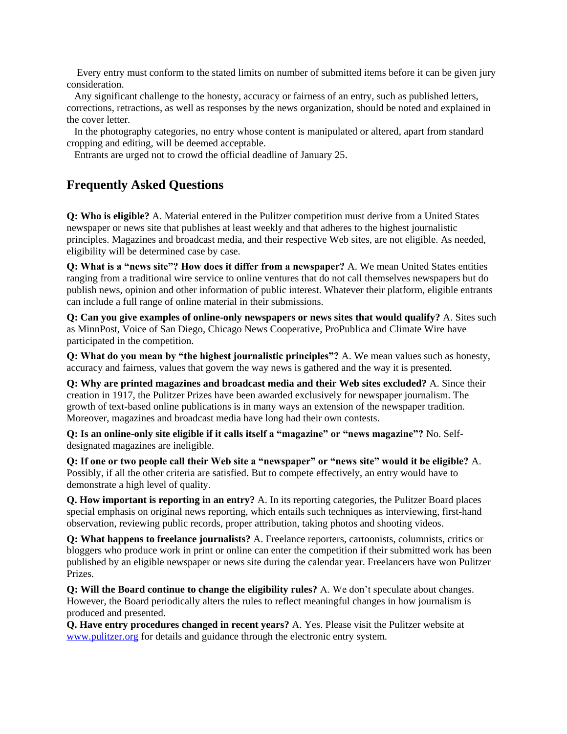Every entry must conform to the stated limits on number of submitted items before it can be given jury consideration.

Any significant challenge to the honesty, accuracy or fairness of an entry, such as published letters, corrections, retractions, as well as responses by the news organization, should be noted and explained in the cover letter.

In the photography categories, no entry whose content is manipulated or altered, apart from standard cropping and editing, will be deemed acceptable.

Entrants are urged not to crowd the official deadline of January 25.

## Frequently Asked Questions

**Q: Who is eligible?** A. Material entered in the Pulitzer competition must derive from a United States newspaper or news site that publishes at least weekly and that adheres to the highest journalistic principles. Magazines and broadcast media, and their respective Web sites, are not eligible. As needed, eligibility will be determined case by case.

**Q: What is a "news site"? How does it differ from a newspaper?** A. We mean United States entities ranging from a traditional wire service to online ventures that do not call themselves newspapers but do publish news, opinion and other information of public interest. Whatever their platform, eligible entrants can include a full range of online material in their submissions.

**Q: Can you give examples of online-only newspapers or news sites that would qualify?** A. Sites such as MinnPost, Voice of San Diego, Chicago News Cooperative, ProPublica and Climate Wire have participated in the competition.

**Q: What do you mean by "the highest journalistic principles"?** A. We mean values such as honesty, accuracy and fairness, values that govern the way news is gathered and the way it is presented.

**Q: Why are printed magazines and broadcast media and their Web sites excluded?** A. Since their creation in 1917, the Pulitzer Prizes have been awarded exclusively for newspaper journalism. The growth of text-based online publications is in many ways an extension of the newspaper tradition. Moreover, magazines and broadcast media have long had their own contests.

**Q: Is an online-only site eligible if it calls itself a "magazine" or "news magazine"?** No. Self-designated magazines are ineligible.

**Q: If one or two people call their Web site a "newspaper" or "news site" would it be eligible?** A. Possibly, if all the other criteria are satisfied. But to compete effectively, an entry would have to demonstrate a high level of quality.

**Q. How important is reporting in an entry?** A. In its reporting categories, the Pulitzer Board places special emphasis on original news reporting, which entails such techniques as interviewing, first-hand observation, reviewing public records, proper attribution, taking photos and shooting videos.

**Q: What happens to freelance journalists?** A. Freelance reporters, cartoonists, columnists, critics or bloggers who produce work in print or online can enter the competition if their submitted work has been published by an eligible newspaper or news site during the calendar year. Freelancers have won Pulitzer Prizes.

**Q: Will the Board continue to change the eligibility rules?** A. We don't speculate about changes. However, the Board periodically alters the rules to reflect meaningful changes in how journalism is produced and presented.

**Q. Have entry procedures changed in recent years?** A. Yes. Please visit the Pulitzer website at [www.pulitzer.org](http://www.pulitzer.org) for details and guidance through the electronic entry system.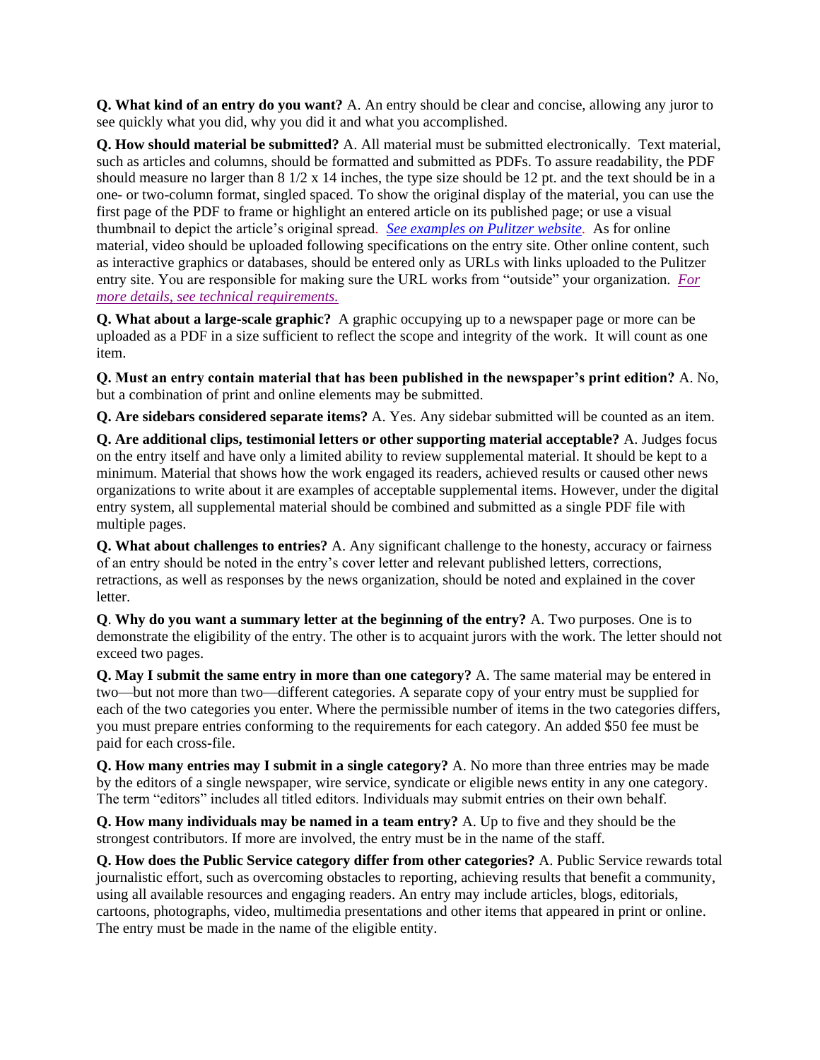**Q. What kind of an entry do you want?** A. An entry should be clear and concise, allowing any juror to see quickly what you did, why you did it and what you accomplished.

**Q. How should material be submitted?** A. All material must be submitted electronically. Text material, such as articles and columns, should be formatted and submitted as PDFs. To assure readability, the PDF should measure no larger than 8 1/2 x 14 inches, the type size should be 12 pt. and the text should be in a one- or two-column format, singled spaced. To show the original display of the material, you can use the first page of the PDF to frame or highlight an entered article on its published page; or use a visual thumbnail to depict the article's original spread. *See examples on Pulitzer website*. As for online material, video should be uploaded following specifications on the entry site. Other online content, such as interactive graphics or databases, should be entered only as URLs with links uploaded to the Pulitzer entry site. You are responsible for making sure the URL works from "outside" your organization. *For more details, see technical requirements.*

**Q. What about a large-scale graphic?** A graphic occupying up to a newspaper page or more can be uploaded as a PDF in a size sufficient to reflect the scope and integrity of the work. It will count as one item.

**Q. Must an entry contain material that has been published in the newspaper's print edition?** A. No, but a combination of print and online elements may be submitted.

**Q. Are sidebars considered separate items?** A. Yes. Any sidebar submitted will be counted as an item.

**Q. Are additional clips, testimonial letters or other supporting material acceptable?** A. Judges focus on the entry itself and have only a limited ability to review supplemental material. It should be kept to a minimum. Material that shows how the work engaged its readers, achieved results or caused other news organizations to write about it are examples of acceptable supplemental items. However, under the digital entry system, all supplemental material should be combined and submitted as a single PDF file with multiple pages.

**Q. What about challenges to entries?** A. Any significant challenge to the honesty, accuracy or fairness of an entry should be noted in the entry's cover letter and relevant published letters, corrections, retractions, as well as responses by the news organization, should be noted and explained in the cover letter.

**Q. Why do you want a summary letter at the beginning of the entry?** A. Two purposes. One is to demonstrate the eligibility of the entry. The other is to acquaint jurors with the work. The letter should not exceed two pages.

**Q. May I submit the same entry in more than one category?** A. The same material may be entered in two—but not more than two—different categories. A separate copy of your entry must be supplied for each of the two categories you enter. Where the permissible number of items in the two categories differs, you must prepare entries conforming to the requirements for each category. An added $50 fee must be paid for each cross-file.

**Q. How many entries may I submit in a single category?** A. No more than three entries may be made by the editors of a single newspaper, wire service, syndicate or eligible news entity in any one category. The term "editors" includes all titled editors. Individuals may submit entries on their own behalf.

**Q. How many individuals may be named in a team entry?** A. Up to five and they should be the strongest contributors. If more are involved, the entry must be in the name of the staff.

**Q. How does the Public Service category differ from other categories?** A. Public Service rewards total journalistic effort, such as overcoming obstacles to reporting, achieving results that benefit a community, using all available resources and engaging readers. An entry may include articles, blogs, editorials, cartoons, photographs, video, multimedia presentations and other items that appeared in print or online. The entry must be made in the name of the eligible entity.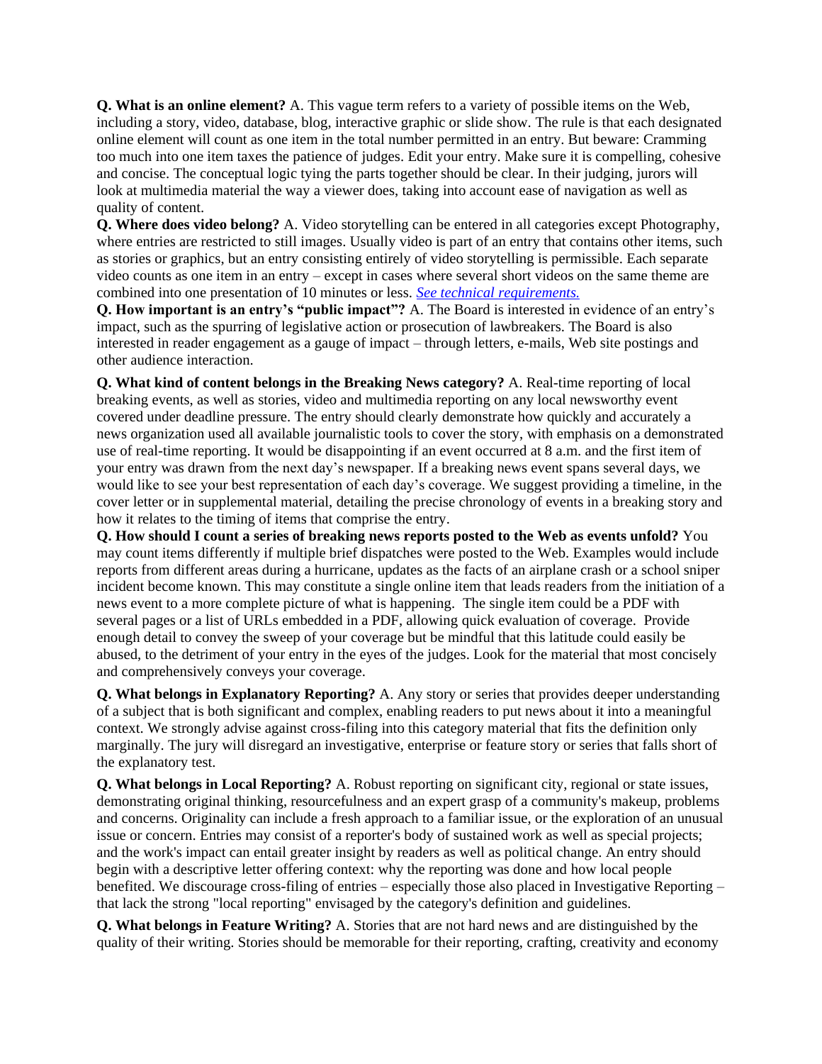**Q. What is an online element?** A. This vague term refers to a variety of possible items on the Web, including a story, video, database, blog, interactive graphic or slide show. The rule is that each designated online element will count as one item in the total number permitted in an entry. But beware: Cramming too much into one item taxes the patience of judges. Edit your entry. Make sure it is compelling, cohesive and concise. The conceptual logic tying the parts together should be clear. In their judging, jurors will look at multimedia material the way a viewer does, taking into account ease of navigation as well as quality of content.

**Q. Where does video belong?** A. Video storytelling can be entered in all categories except Photography, where entries are restricted to still images. Usually video is part of an entry that contains other items, such as stories or graphics, but an entry consisting entirely of video storytelling is permissible. Each separate video counts as one item in an entry – except in cases where several short videos on the same theme are combined into one presentation of 10 minutes or less. *See technical requirements.*

**Q. How important is an entry's "public impact"?** A. The Board is interested in evidence of an entry's impact, such as the spurring of legislative action or prosecution of lawbreakers. The Board is also interested in reader engagement as a gauge of impact – through letters, e-mails, Web site postings and other audience interaction.

**Q. What kind of content belongs in the Breaking News category?** A. Real-time reporting of local breaking events, as well as stories, video and multimedia reporting on any local newsworthy event covered under deadline pressure. The entry should clearly demonstrate how quickly and accurately a news organization used all available journalistic tools to cover the story, with emphasis on a demonstrated use of real-time reporting. It would be disappointing if an event occurred at 8 a.m. and the first item of your entry was drawn from the next day's newspaper. If a breaking news event spans several days, we would like to see your best representation of each day's coverage. We suggest providing a timeline, in the cover letter or in supplemental material, detailing the precise chronology of events in a breaking story and how it relates to the timing of items that comprise the entry.

**Q. How should I count a series of breaking news reports posted to the Web as events unfold?** You may count items differently if multiple brief dispatches were posted to the Web. Examples would include reports from different areas during a hurricane, updates as the facts of an airplane crash or a school sniper incident become known. This may constitute a single online item that leads readers from the initiation of a news event to a more complete picture of what is happening. The single item could be a PDF with several pages or a list of URLs embedded in a PDF, allowing quick evaluation of coverage. Provide enough detail to convey the sweep of your coverage but be mindful that this latitude could easily be abused, to the detriment of your entry in the eyes of the judges. Look for the material that most concisely and comprehensively conveys your coverage.

**Q. What belongs in Explanatory Reporting?** A. Any story or series that provides deeper understanding of a subject that is both significant and complex, enabling readers to put news about it into a meaningful context. We strongly advise against cross-filing into this category material that fits the definition only marginally. The jury will disregard an investigative, enterprise or feature story or series that falls short of the explanatory test.

**Q. What belongs in Local Reporting?** A. Robust reporting on significant city, regional or state issues, demonstrating original thinking, resourcefulness and an expert grasp of a community's makeup, problems and concerns. Originality can include a fresh approach to a familiar issue, or the exploration of an unusual issue or concern. Entries may consist of a reporter's body of sustained work as well as special projects; and the work's impact can entail greater insight by readers as well as political change. An entry should begin with a descriptive letter offering context: why the reporting was done and how local people benefited. We discourage cross-filing of entries – especially those also placed in Investigative Reporting – that lack the strong "local reporting" envisaged by the category's definition and guidelines.

**Q. What belongs in Feature Writing?** A. Stories that are not hard news and are distinguished by the quality of their writing. Stories should be memorable for their reporting, crafting, creativity and economy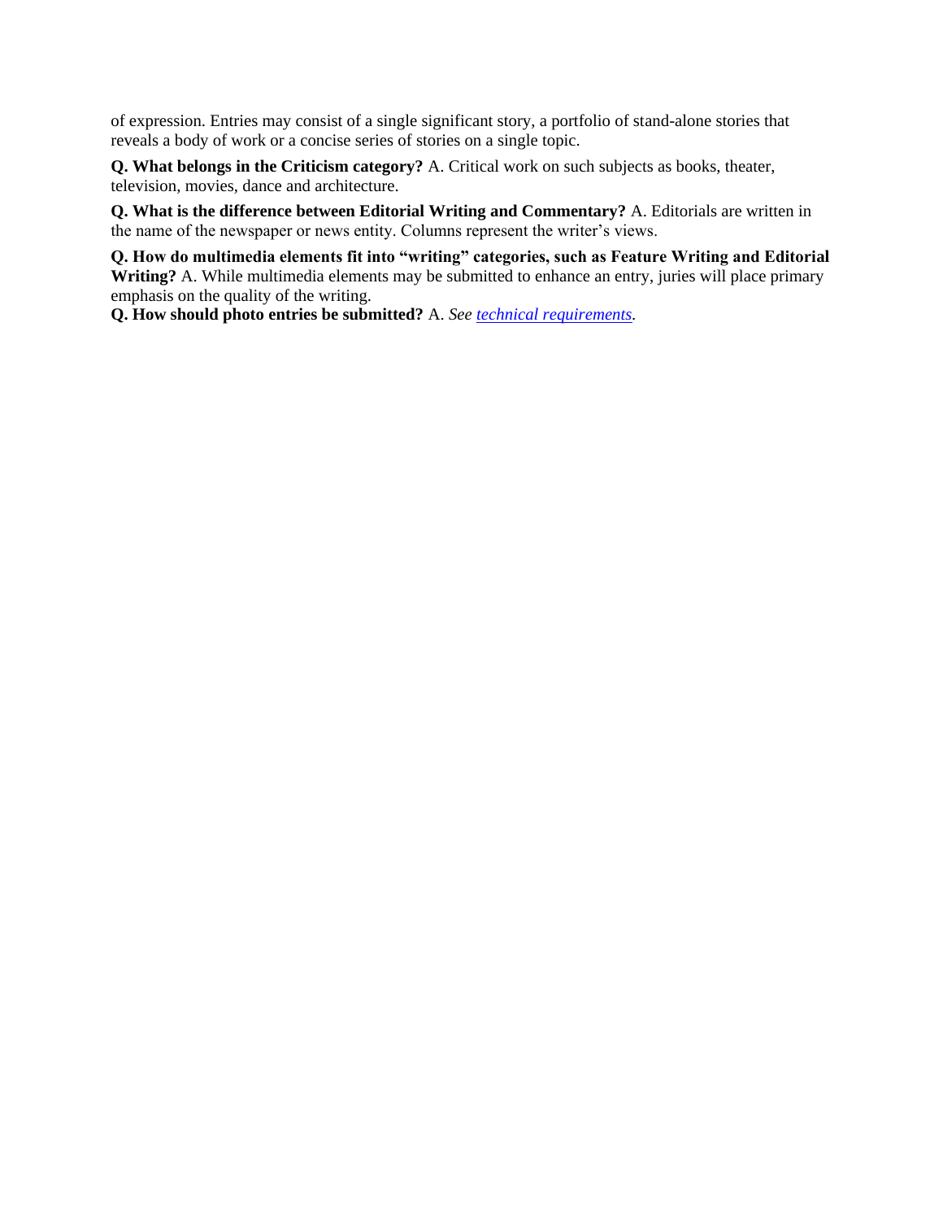of expression. Entries may consist of a single significant story, a portfolio of stand-alone stories that reveals a body of work or a concise series of stories on a single topic.

**Q. What belongs in the Criticism category?** A. Critical work on such subjects as books, theater, television, movies, dance and architecture.

**Q. What is the difference between Editorial Writing and Commentary?** A. Editorials are written in the name of the newspaper or news entity. Columns represent the writer's views.

**Q. How do multimedia elements fit into "writing" categories, such as Feature Writing and Editorial Writing?** A. While multimedia elements may be submitted to enhance an entry, juries will place primary emphasis on the quality of the writing.

**Q. How should photo entries be submitted?** A. *See technical requirements.*